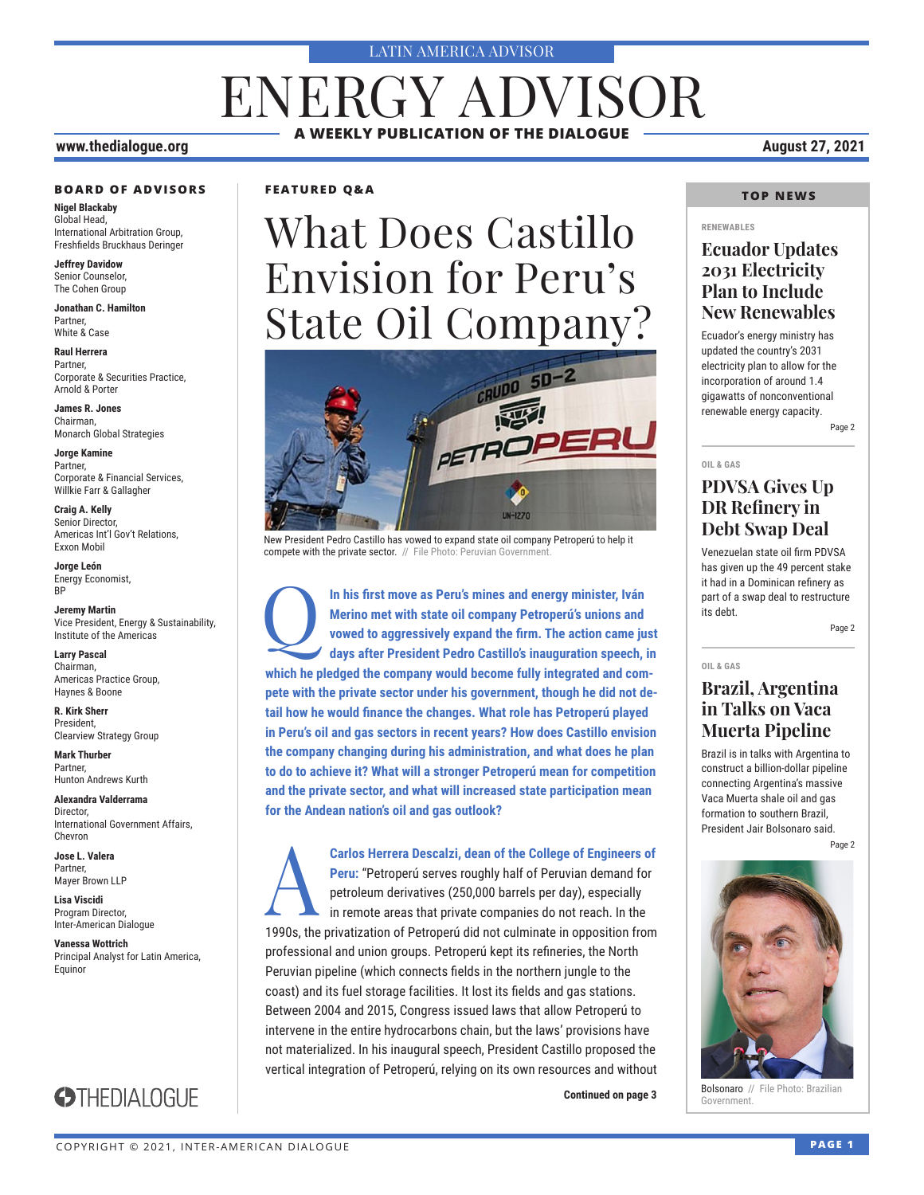LATIN AMERICA ADVISOR

# ENERGY ADVISOR

**A WEEKLY PUBLICATION OF THE DIALOGUE**

www.thedialogue.org

**August 27, 2021**

## BOARD OF ADVISORS

**Nigel Blackaby**
Global Head,
International Arbitration Group,
Freshfields Bruckhaus Deringer

**Jeffrey Davidow**
Senior Counselor,
The Cohen Group

**Jonathan C. Hamilton**
Partner,
White & Case

**Raul Herrera**
Partner,
Corporate & Securities Practice,
Arnold & Porter

**James R. Jones**
Chairman,
Monarch Global Strategies

**Jorge Kamine**
Partner,
Corporate & Financial Services,
Willkie Farr & Gallagher

**Craig A. Kelly**
Senior Director,
Americas Int'l Gov't Relations,
Exxon Mobil

**Jorge León**
Energy Economist,
BP

**Jeremy Martin**
Vice President, Energy & Sustainability,
Institute of the Americas

**Larry Pascal**
Chairman,
Americas Practice Group,
Haynes & Boone

**R. Kirk Sherr**
President,
Clearview Strategy Group

**Mark Thurber**
Partner,
Hunton Andrews Kurth

**Alexandra Valderrama**
Director,
International Government Affairs,
Chevron

**Jose L. Valera**
Partner,
Mayer Brown LLP

**Lisa Viscidi**
Program Director,
Inter-American Dialogue

**Vanessa Wottrich**
Principal Analyst for Latin America,
Equinor

THEDIALOGUE

## FEATURED Q&A

# What Does Castillo Envision for Peru's State Oil Company?

New President Pedro Castillo has vowed to expand state oil company Petroperú to help it compete with the private sector. // File Photo: Peruvian Government.

**Q** **In his first move as Peru's mines and energy minister, Iván Merino met with state oil company Petroperú's unions and vowed to aggressively expand the firm. The action came just days after President Pedro Castillo's inauguration speech, in which he pledged the company would become fully integrated and compete with the private sector under his government, though he did not detail how he would finance the changes. What role has Petroperú played in Peru's oil and gas sectors in recent years? How does Castillo envision the company changing during his administration, and what does he plan to do to achieve it? What will a stronger Petroperú mean for competition and the private sector, and what will increased state participation mean for the Andean nation's oil and gas outlook?**

**A** **Carlos Herrera Descalzi, dean of the College of Engineers of Peru:** "Petroperú serves roughly half of Peruvian demand for petroleum derivatives (250,000 barrels per day), especially in remote areas that private companies do not reach. In the 1990s, the privatization of Petroperú did not culminate in opposition from professional and union groups. Petroperú kept its refineries, the North Peruvian pipeline (which connects fields in the northern jungle to the coast) and its fuel storage facilities. It lost its fields and gas stations. Between 2004 and 2015, Congress issued laws that allow Petroperú to intervene in the entire hydrocarbons chain, but the laws' provisions have not materialized. In his inaugural speech, President Castillo proposed the vertical integration of Petroperú, relying on its own resources and without

**Continued on page 3**

## TOP NEWS

RENEWABLES

### Ecuador Updates 2031 Electricity Plan to Include New Renewables

Ecuador's energy ministry has updated the country's 2031 electricity plan to allow for the incorporation of around 1.4 gigawatts of nonconventional renewable energy capacity.

Page 2

OIL & GAS

### PDVSA Gives Up DR Refinery in Debt Swap Deal

Venezuelan state oil firm PDVSA has given up the 49 percent stake it had in a Dominican refinery as part of a swap deal to restructure its debt.

Page 2

OIL & GAS

### Brazil, Argentina in Talks on Vaca Muerta Pipeline

Brazil is in talks with Argentina to construct a billion-dollar pipeline connecting Argentina's massive Vaca Muerta shale oil and gas formation to southern Brazil, President Jair Bolsonaro said.

Page 2

Bolsonaro // File Photo: Brazilian Government.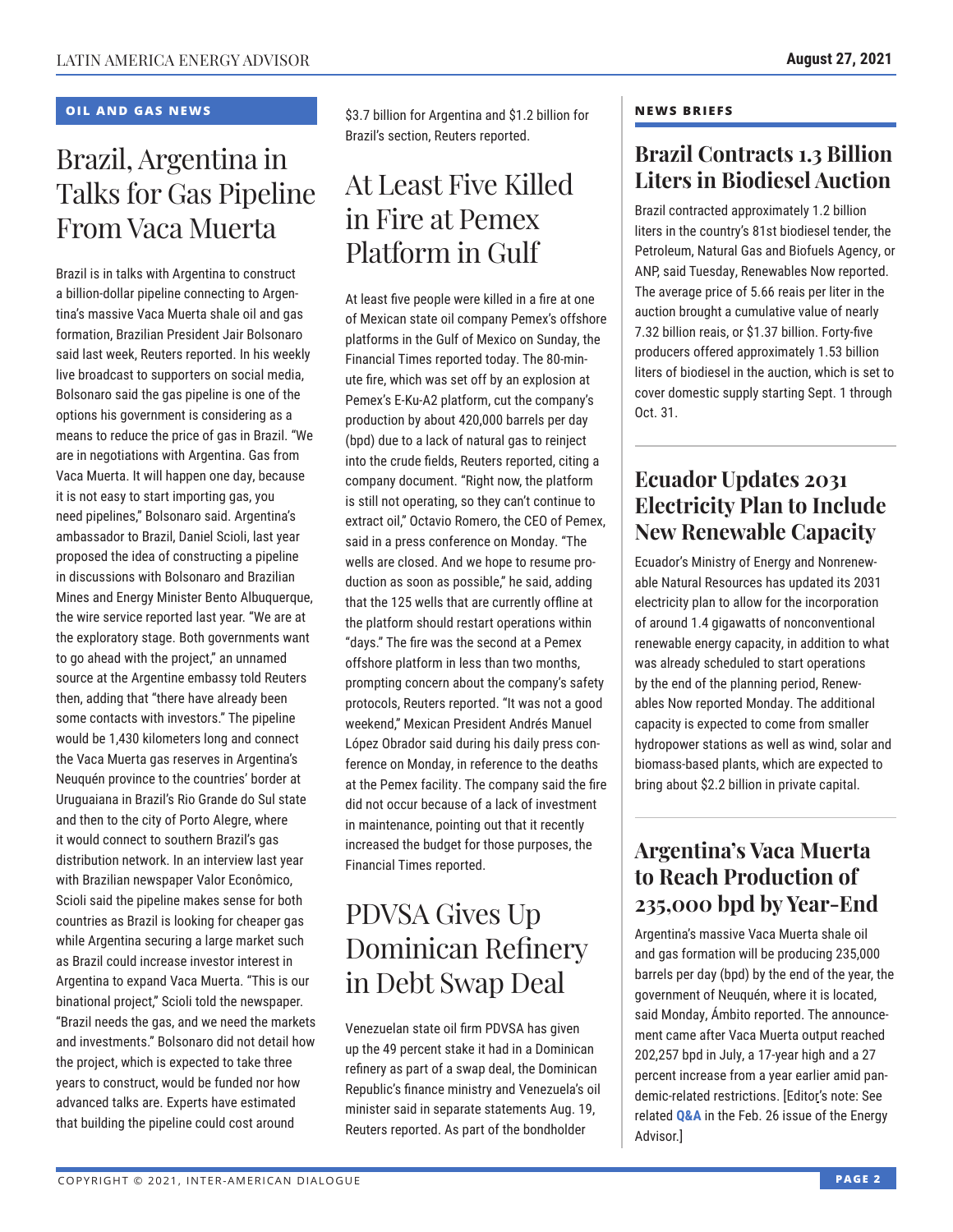## OIL AND GAS NEWS

# Brazil, Argentina in Talks for Gas Pipeline From Vaca Muerta

Brazil is in talks with Argentina to construct a billion-dollar pipeline connecting to Argentina's massive Vaca Muerta shale oil and gas formation, Brazilian President Jair Bolsonaro said last week, Reuters reported. In his weekly live broadcast to supporters on social media, Bolsonaro said the gas pipeline is one of the options his government is considering as a means to reduce the price of gas in Brazil. "We are in negotiations with Argentina. Gas from Vaca Muerta. It will happen one day, because it is not easy to start importing gas, you need pipelines," Bolsonaro said. Argentina's ambassador to Brazil, Daniel Scioli, last year proposed the idea of constructing a pipeline in discussions with Bolsonaro and Brazilian Mines and Energy Minister Bento Albuquerque, the wire service reported last year. "We are at the exploratory stage. Both governments want to go ahead with the project," an unnamed source at the Argentine embassy told Reuters then, adding that "there have already been some contacts with investors." The pipeline would be 1,430 kilometers long and connect the Vaca Muerta gas reserves in Argentina's Neuquén province to the countries' border at Uruguaiana in Brazil's Rio Grande do Sul state and then to the city of Porto Alegre, where it would connect to southern Brazil's gas distribution network. In an interview last year with Brazilian newspaper Valor Econômico, Scioli said the pipeline makes sense for both countries as Brazil is looking for cheaper gas while Argentina securing a large market such as Brazil could increase investor interest in Argentina to expand Vaca Muerta. "This is our binational project," Scioli told the newspaper. "Brazil needs the gas, and we need the markets and investments." Bolsonaro did not detail how the project, which is expected to take three years to construct, would be funded nor how advanced talks are. Experts have estimated that building the pipeline could cost around $3.7 billion for Argentina and $1.2 billion for Brazil's section, Reuters reported.

# At Least Five Killed in Fire at Pemex Platform in Gulf

At least five people were killed in a fire at one of Mexican state oil company Pemex's offshore platforms in the Gulf of Mexico on Sunday, the Financial Times reported today. The 80-minute fire, which was set off by an explosion at Pemex's E-Ku-A2 platform, cut the company's production by about 420,000 barrels per day (bpd) due to a lack of natural gas to reinject into the crude fields, Reuters reported, citing a company document. "Right now, the platform is still not operating, so they can't continue to extract oil," Octavio Romero, the CEO of Pemex, said in a press conference on Monday. "The wells are closed. And we hope to resume production as soon as possible," he said, adding that the 125 wells that are currently offline at the platform should restart operations within "days." The fire was the second at a Pemex offshore platform in less than two months, prompting concern about the company's safety protocols, Reuters reported. "It was not a good weekend," Mexican President Andrés Manuel López Obrador said during his daily press conference on Monday, in reference to the deaths at the Pemex facility. The company said the fire did not occur because of a lack of investment in maintenance, pointing out that it recently increased the budget for those purposes, the Financial Times reported.

# PDVSA Gives Up Dominican Refinery in Debt Swap Deal

Venezuelan state oil firm PDVSA has given up the 49 percent stake it had in a Dominican refinery as part of a swap deal, the Dominican Republic's finance ministry and Venezuela's oil minister said in separate statements Aug. 19, Reuters reported. As part of the bondholder

## NEWS BRIEFS

### Brazil Contracts 1.3 Billion Liters in Biodiesel Auction

Brazil contracted approximately 1.2 billion liters in the country's 81st biodiesel tender, the Petroleum, Natural Gas and Biofuels Agency, or ANP, said Tuesday, Renewables Now reported. The average price of 5.66 reais per liter in the auction brought a cumulative value of nearly 7.32 billion reais, or $1.37 billion. Forty-five producers offered approximately 1.53 billion liters of biodiesel in the auction, which is set to cover domestic supply starting Sept. 1 through Oct. 31.

### Ecuador Updates 2031 Electricity Plan to Include New Renewable Capacity

Ecuador's Ministry of Energy and Nonrenewable Natural Resources has updated its 2031 electricity plan to allow for the incorporation of around 1.4 gigawatts of nonconventional renewable energy capacity, in addition to what was already scheduled to start operations by the end of the planning period, Renewables Now reported Monday. The additional capacity is expected to come from smaller hydropower stations as well as wind, solar and biomass-based plants, which are expected to bring about $2.2 billion in private capital.

### Argentina's Vaca Muerta to Reach Production of 235,000 bpd by Year-End

Argentina's massive Vaca Muerta shale oil and gas formation will be producing 235,000 barrels per day (bpd) by the end of the year, the government of Neuquén, where it is located, said Monday, Ámbito reported. The announcement came after Vaca Muerta output reached 202,257 bpd in July, a 17-year high and a 27 percent increase from a year earlier amid pandemic-related restrictions. [Editor's note: See related **Q&A** in the Feb. 26 issue of the Energy Advisor.]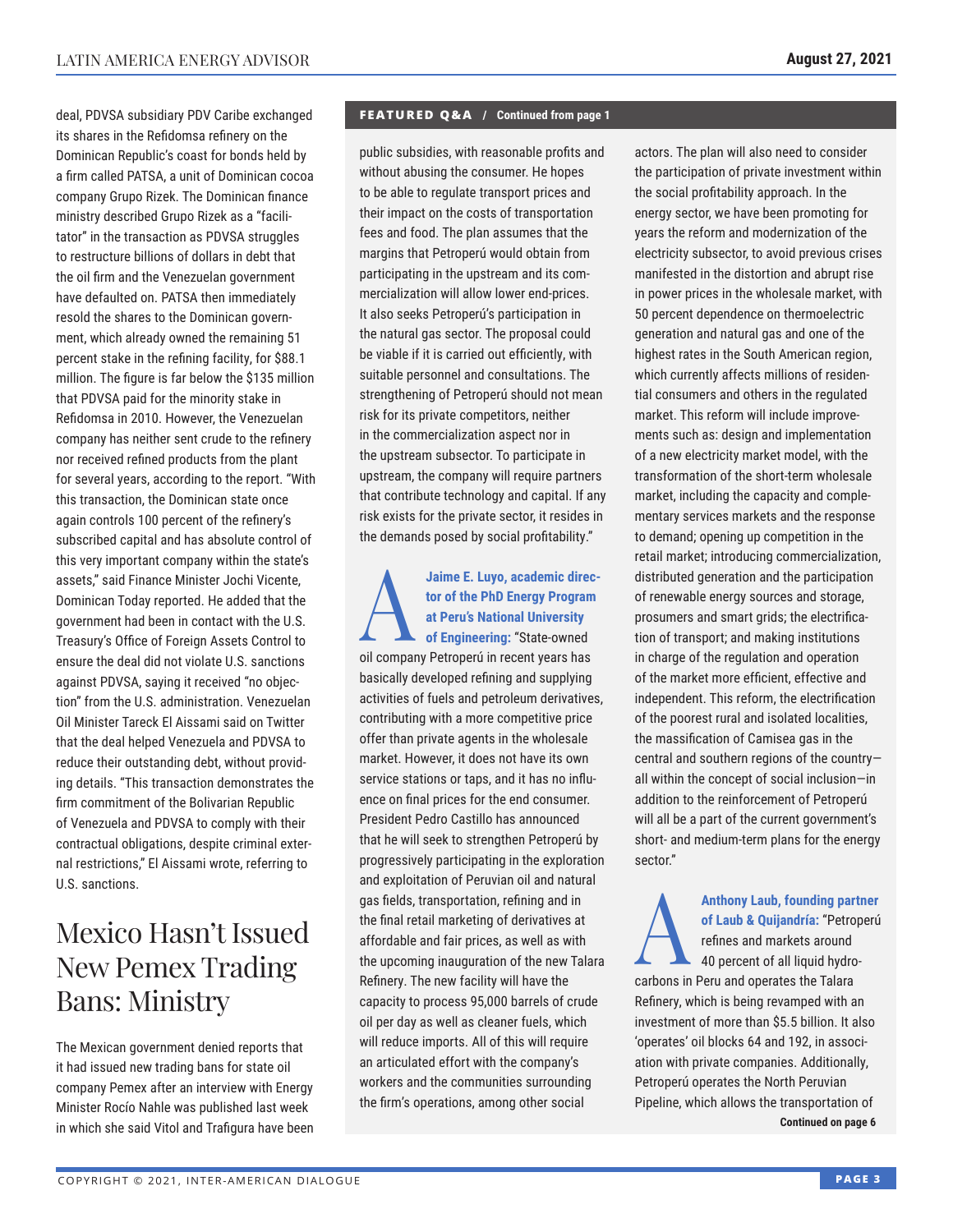deal, PDVSA subsidiary PDV Caribe exchanged its shares in the Refidomsa refinery on the Dominican Republic's coast for bonds held by a firm called PATSA, a unit of Dominican cocoa company Grupo Rizek. The Dominican finance ministry described Grupo Rizek as a "facilitator" in the transaction as PDVSA struggles to restructure billions of dollars in debt that the oil firm and the Venezuelan government have defaulted on. PATSA then immediately resold the shares to the Dominican government, which already owned the remaining 51 percent stake in the refining facility, for $88.1 million. The figure is far below the $135 million that PDVSA paid for the minority stake in Refidomsa in 2010. However, the Venezuelan company has neither sent crude to the refinery nor received refined products from the plant for several years, according to the report. "With this transaction, the Dominican state once again controls 100 percent of the refinery's subscribed capital and has absolute control of this very important company within the state's assets," said Finance Minister Jochi Vicente, Dominican Today reported. He added that the government had been in contact with the U.S. Treasury's Office of Foreign Assets Control to ensure the deal did not violate U.S. sanctions against PDVSA, saying it received "no objection" from the U.S. administration. Venezuelan Oil Minister Tareck El Aissami said on Twitter that the deal helped Venezuela and PDVSA to reduce their outstanding debt, without providing details. "This transaction demonstrates the firm commitment of the Bolivarian Republic of Venezuela and PDVSA to comply with their contractual obligations, despite criminal external restrictions," El Aissami wrote, referring to U.S. sanctions.

# Mexico Hasn't Issued New Pemex Trading Bans: Ministry

The Mexican government denied reports that it had issued new trading bans for state oil company Pemex after an interview with Energy Minister Rocío Nahle was published last week in which she said Vitol and Trafigura have been

**FEATURED Q&A / Continued from page 1**

public subsidies, with reasonable profits and without abusing the consumer. He hopes to be able to regulate transport prices and their impact on the costs of transportation fees and food. The plan assumes that the margins that Petroperú would obtain from participating in the upstream and its commercialization will allow lower end-prices. It also seeks Petroperú's participation in the natural gas sector. The proposal could be viable if it is carried out efficiently, with suitable personnel and consultations. The strengthening of Petroperú should not mean risk for its private competitors, neither in the commercialization aspect nor in the upstream subsector. To participate in upstream, the company will require partners that contribute technology and capital. If any risk exists for the private sector, it resides in the demands posed by social profitability."

**A Jaime E. Luyo, academic director of the PhD Energy Program at Peru's National University of Engineering:** "State-owned oil company Petroperú in recent years has basically developed refining and supplying activities of fuels and petroleum derivatives, contributing with a more competitive price offer than private agents in the wholesale market. However, it does not have its own service stations or taps, and it has no influence on final prices for the end consumer. President Pedro Castillo has announced that he will seek to strengthen Petroperú by progressively participating in the exploration and exploitation of Peruvian oil and natural gas fields, transportation, refining and in the final retail marketing of derivatives at affordable and fair prices, as well as with the upcoming inauguration of the new Talara Refinery. The new facility will have the capacity to process 95,000 barrels of crude oil per day as well as cleaner fuels, which will reduce imports. All of this will require an articulated effort with the company's workers and the communities surrounding the firm's operations, among other social actors. The plan will also need to consider the participation of private investment within the social profitability approach. In the energy sector, we have been promoting for years the reform and modernization of the electricity subsector, to avoid previous crises manifested in the distortion and abrupt rise in power prices in the wholesale market, with 50 percent dependence on thermoelectric generation and natural gas and one of the highest rates in the South American region, which currently affects millions of residential consumers and others in the regulated market. This reform will include improvements such as: design and implementation of a new electricity market model, with the transformation of the short-term wholesale market, including the capacity and complementary services markets and the response to demand; opening up competition in the retail market; introducing commercialization, distributed generation and the participation of renewable energy sources and storage, prosumers and smart grids; the electrification of transport; and making institutions in charge of the regulation and operation of the market more efficient, effective and independent. This reform, the electrification of the poorest rural and isolated localities, the massification of Camisea gas in the central and southern regions of the country—all within the concept of social inclusion—in addition to the reinforcement of Petroperú will all be a part of the current government's short- and medium-term plans for the energy sector."

**A Anthony Laub, founding partner of Laub & Quijandría:** "Petroperú refines and markets around 40 percent of all liquid hydrocarbons in Peru and operates the Talara Refinery, which is being revamped with an investment of more than $5.5 billion. It also 'operates' oil blocks 64 and 192, in association with private companies. Additionally, Petroperú operates the North Peruvian Pipeline, which allows the transportation of

**Continued on page 6**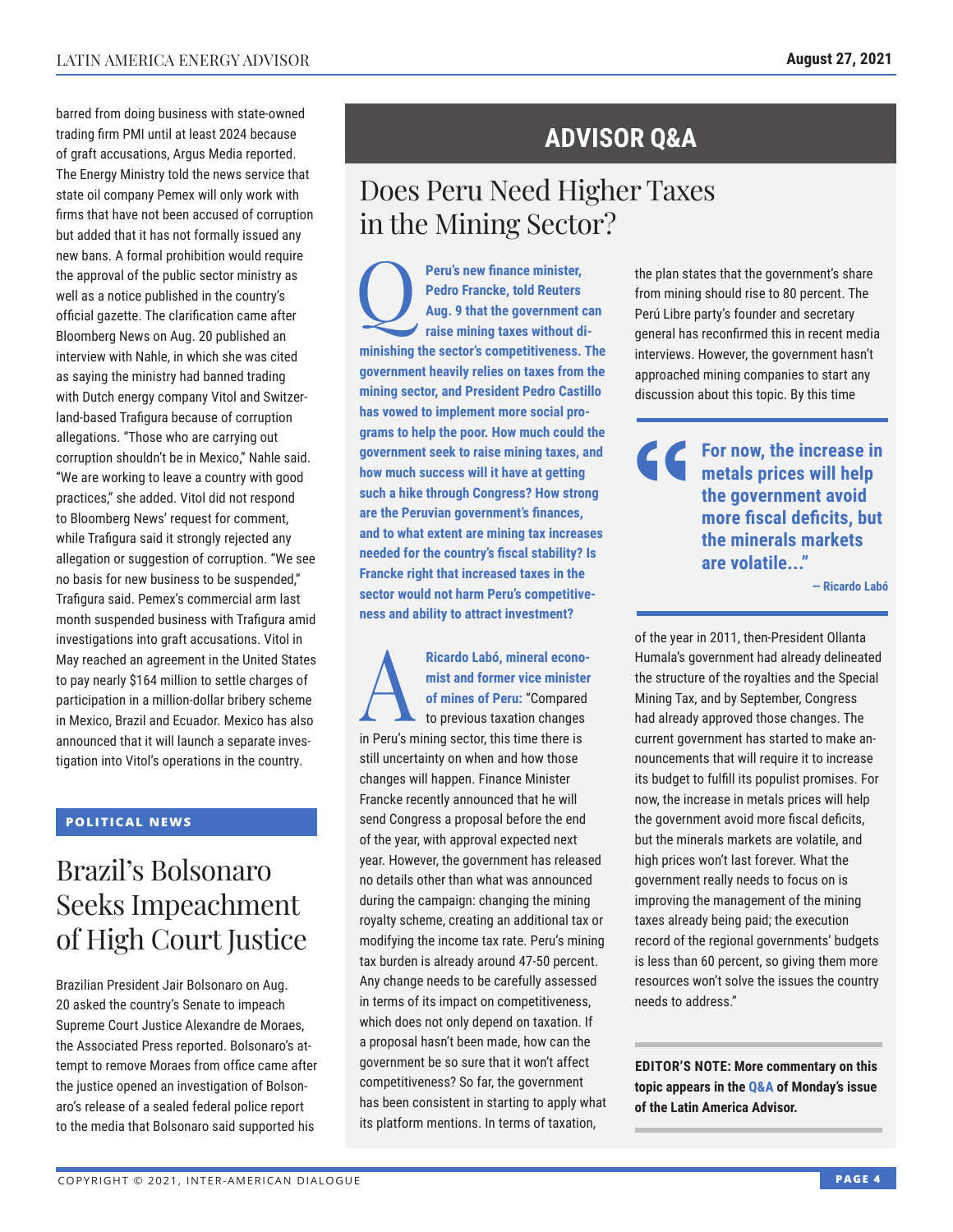barred from doing business with state-owned trading firm PMI until at least 2024 because of graft accusations, Argus Media reported. The Energy Ministry told the news service that state oil company Pemex will only work with firms that have not been accused of corruption but added that it has not formally issued any new bans. A formal prohibition would require the approval of the public sector ministry as well as a notice published in the country's official gazette. The clarification came after Bloomberg News on Aug. 20 published an interview with Nahle, in which she was cited as saying the ministry had banned trading with Dutch energy company Vitol and Switzerland-based Trafigura because of corruption allegations. "Those who are carrying out corruption shouldn't be in Mexico," Nahle said. "We are working to leave a country with good practices," she added. Vitol did not respond to Bloomberg News' request for comment, while Trafigura said it strongly rejected any allegation or suggestion of corruption. "We see no basis for new business to be suspended," Trafigura said. Pemex's commercial arm last month suspended business with Trafigura amid investigations into graft accusations. Vitol in May reached an agreement in the United States to pay nearly $164 million to settle charges of participation in a million-dollar bribery scheme in Mexico, Brazil and Ecuador. Mexico has also announced that it will launch a separate investigation into Vitol's operations in the country.

**POLITICAL NEWS**

## Brazil's Bolsonaro Seeks Impeachment of High Court Justice

Brazilian President Jair Bolsonaro on Aug. 20 asked the country's Senate to impeach Supreme Court Justice Alexandre de Moraes, the Associated Press reported. Bolsonaro's attempt to remove Moraes from office came after the justice opened an investigation of Bolsonaro's release of a sealed federal police report to the media that Bolsonaro said supported his

# ADVISOR Q&A

## Does Peru Need Higher Taxes in the Mining Sector?

**Q** **Peru's new finance minister, Pedro Francke, told Reuters Aug. 9 that the government can raise mining taxes without diminishing the sector's competitiveness. The government heavily relies on taxes from the mining sector, and President Pedro Castillo has vowed to implement more social programs to help the poor. How much could the government seek to raise mining taxes, and how much success will it have at getting such a hike through Congress? How strong are the Peruvian government's finances, and to what extent are mining tax increases needed for the country's fiscal stability? Is Francke right that increased taxes in the sector would not harm Peru's competitiveness and ability to attract investment?**

**A** **Ricardo Labó, mineral economist and former vice minister of mines of Peru:** "Compared to previous taxation changes in Peru's mining sector, this time there is still uncertainty on when and how those changes will happen. Finance Minister Francke recently announced that he will send Congress a proposal before the end of the year, with approval expected next year. However, the government has released no details other than what was announced during the campaign: changing the mining royalty scheme, creating an additional tax or modifying the income tax rate. Peru's mining tax burden is already around 47-50 percent. Any change needs to be carefully assessed in terms of its impact on competitiveness, which does not only depend on taxation. If a proposal hasn't been made, how can the government be so sure that it won't affect competitiveness? So far, the government has been consistent in starting to apply what its platform mentions. In terms of taxation, the plan states that the government's share from mining should rise to 80 percent. The Perú Libre party's founder and secretary general has reconfirmed this in recent media interviews. However, the government hasn't approached mining companies to start any discussion about this topic. By this time of the year in 2011, then-President Ollanta Humala's government had already delineated the structure of the royalties and the Special Mining Tax, and by September, Congress had already approved those changes. The current government has started to make announcements that will require it to increase its budget to fulfill its populist promises. For now, the increase in metals prices will help the government avoid more fiscal deficits, but the minerals markets are volatile, and high prices won't last forever. What the government really needs to focus on is improving the management of the mining taxes already being paid; the execution record of the regional governments' budgets is less than 60 percent, so giving them more resources won't solve the issues the country needs to address."

> **"For now, the increase in metals prices will help the government avoid more fiscal deficits, but the minerals markets are volatile..."**
>
> **— Ricardo Labó**

**EDITOR'S NOTE: More commentary on this topic appears in the Q&A of Monday's issue of the Latin America Advisor.**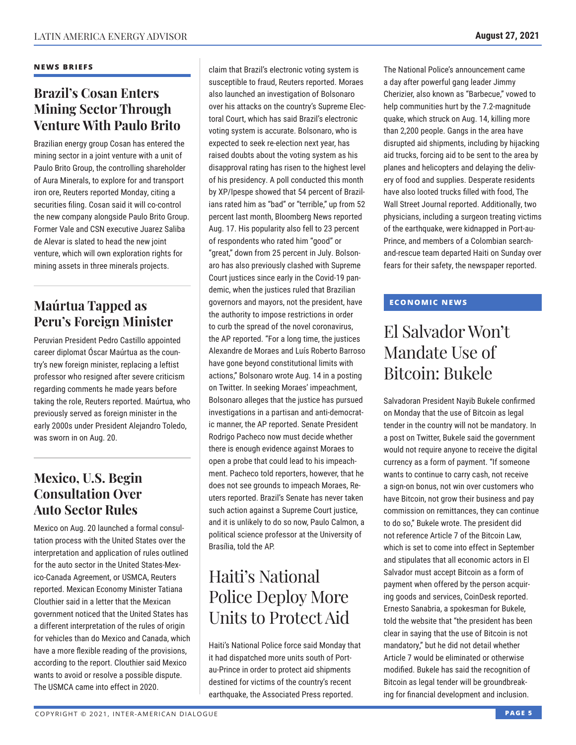## NEWS BRIEFS

### Brazil's Cosan Enters Mining Sector Through Venture With Paulo Brito

Brazilian energy group Cosan has entered the mining sector in a joint venture with a unit of Paulo Brito Group, the controlling shareholder of Aura Minerals, to explore for and transport iron ore, Reuters reported Monday, citing a securities filing. Cosan said it will co-control the new company alongside Paulo Brito Group. Former Vale and CSN executive Juarez Saliba de Alevar is slated to head the new joint venture, which will own exploration rights for mining assets in three minerals projects.

### Maúrtua Tapped as Peru's Foreign Minister

Peruvian President Pedro Castillo appointed career diplomat Óscar Maúrtua as the country's new foreign minister, replacing a leftist professor who resigned after severe criticism regarding comments he made years before taking the role, Reuters reported. Maúrtua, who previously served as foreign minister in the early 2000s under President Alejandro Toledo, was sworn in on Aug. 20.

### Mexico, U.S. Begin Consultation Over Auto Sector Rules

Mexico on Aug. 20 launched a formal consultation process with the United States over the interpretation and application of rules outlined for the auto sector in the United States-Mexico-Canada Agreement, or USMCA, Reuters reported. Mexican Economy Minister Tatiana Clouthier said in a letter that the Mexican government noticed that the United States has a different interpretation of the rules of origin for vehicles than do Mexico and Canada, which have a more flexible reading of the provisions, according to the report. Clouthier said Mexico wants to avoid or resolve a possible dispute. The USMCA came into effect in 2020.

claim that Brazil's electronic voting system is susceptible to fraud, Reuters reported. Moraes also launched an investigation of Bolsonaro over his attacks on the country's Supreme Electoral Court, which has said Brazil's electronic voting system is accurate. Bolsonaro, who is expected to seek re-election next year, has raised doubts about the voting system as his disapproval rating has risen to the highest level of his presidency. A poll conducted this month by XP/Ipespe showed that 54 percent of Brazilians rated him as "bad" or "terrible," up from 52 percent last month, Bloomberg News reported Aug. 17. His popularity also fell to 23 percent of respondents who rated him "good" or "great," down from 25 percent in July. Bolsonaro has also previously clashed with Supreme Court justices since early in the Covid-19 pandemic, when the justices ruled that Brazilian governors and mayors, not the president, have the authority to impose restrictions in order to curb the spread of the novel coronavirus, the AP reported. "For a long time, the justices Alexandre de Moraes and Luís Roberto Barroso have gone beyond constitutional limits with actions," Bolsonaro wrote Aug. 14 in a posting on Twitter. In seeking Moraes' impeachment, Bolsonaro alleges that the justice has pursued investigations in a partisan and anti-democratic manner, the AP reported. Senate President Rodrigo Pacheco now must decide whether there is enough evidence against Moraes to open a probe that could lead to his impeachment. Pacheco told reporters, however, that he does not see grounds to impeach Moraes, Reuters reported. Brazil's Senate has never taken such action against a Supreme Court justice, and it is unlikely to do so now, Paulo Calmon, a political science professor at the University of Brasília, told the AP.

## Haiti's National Police Deploy More Units to Protect Aid

Haiti's National Police force said Monday that it had dispatched more units south of Port-au-Prince in order to protect aid shipments destined for victims of the country's recent earthquake, the Associated Press reported. The National Police's announcement came a day after powerful gang leader Jimmy Cherizier, also known as "Barbecue," vowed to help communities hurt by the 7.2-magnitude quake, which struck on Aug. 14, killing more than 2,200 people. Gangs in the area have disrupted aid shipments, including by hijacking aid trucks, forcing aid to be sent to the area by planes and helicopters and delaying the delivery of food and supplies. Desperate residents have also looted trucks filled with food, The Wall Street Journal reported. Additionally, two physicians, including a surgeon treating victims of the earthquake, were kidnapped in Port-au-Prince, and members of a Colombian search-and-rescue team departed Haiti on Sunday over fears for their safety, the newspaper reported.

## ECONOMIC NEWS

## El Salvador Won't Mandate Use of Bitcoin: Bukele

Salvadoran President Nayib Bukele confirmed on Monday that the use of Bitcoin as legal tender in the country will not be mandatory. In a post on Twitter, Bukele said the government would not require anyone to receive the digital currency as a form of payment. "If someone wants to continue to carry cash, not receive a sign-on bonus, not win over customers who have Bitcoin, not grow their business and pay commission on remittances, they can continue to do so," Bukele wrote. The president did not reference Article 7 of the Bitcoin Law, which is set to come into effect in September and stipulates that all economic actors in El Salvador must accept Bitcoin as a form of payment when offered by the person acquiring goods and services, CoinDesk reported. Ernesto Sanabria, a spokesman for Bukele, told the website that "the president has been clear in saying that the use of Bitcoin is not mandatory," but he did not detail whether Article 7 would be eliminated or otherwise modified. Bukele has said the recognition of Bitcoin as legal tender will be groundbreaking for financial development and inclusion.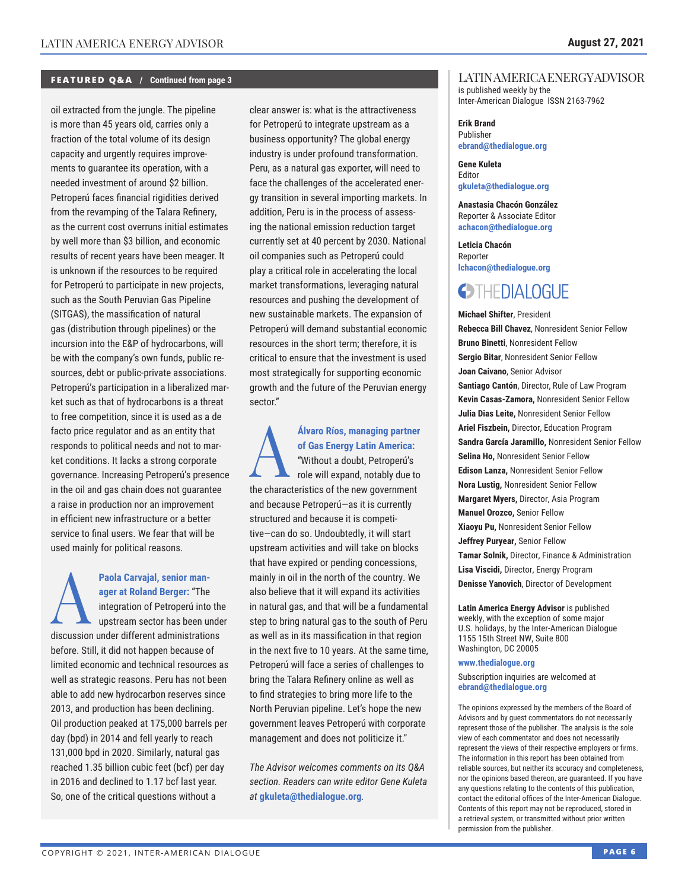**FEATURED Q&A / Continued from page 3**

oil extracted from the jungle. The pipeline is more than 45 years old, carries only a fraction of the total volume of its design capacity and urgently requires improvements to guarantee its operation, with a needed investment of around $2 billion. Petroperú faces financial rigidities derived from the revamping of the Talara Refinery, as the current cost overruns initial estimates by well more than $3 billion, and economic results of recent years have been meager. It is unknown if the resources to be required for Petroperú to participate in new projects, such as the South Peruvian Gas Pipeline (SITGAS), the massification of natural gas (distribution through pipelines) or the incursion into the E&P of hydrocarbons, will be with the company's own funds, public resources, debt or public-private associations. Petroperú's participation in a liberalized market such as that of hydrocarbons is a threat to free competition, since it is used as a de facto price regulator and as an entity that responds to political needs and not to market conditions. It lacks a strong corporate governance. Increasing Petroperú's presence in the oil and gas chain does not guarantee a raise in production nor an improvement in efficient new infrastructure or a better service to final users. We fear that will be used mainly for political reasons.

**A**

**Paola Carvajal, senior manager at Roland Berger:** "The integration of Petroperú into the upstream sector has been under discussion under different administrations before. Still, it did not happen because of limited economic and technical resources as well as strategic reasons. Peru has not been able to add new hydrocarbon reserves since 2013, and production has been declining. Oil production peaked at 175,000 barrels per day (bpd) in 2014 and fell yearly to reach 131,000 bpd in 2020. Similarly, natural gas reached 1.35 billion cubic feet (bcf) per day in 2016 and declined to 1.17 bcf last year. So, one of the critical questions without a clear answer is: what is the attractiveness for Petroperú to integrate upstream as a business opportunity? The global energy industry is under profound transformation. Peru, as a natural gas exporter, will need to face the challenges of the accelerated energy transition in several importing markets. In addition, Peru is in the process of assessing the national emission reduction target currently set at 40 percent by 2030. National oil companies such as Petroperú could play a critical role in accelerating the local market transformations, leveraging natural resources and pushing the development of new sustainable markets. The expansion of Petroperú will demand substantial economic resources in the short term; therefore, it is critical to ensure that the investment is used most strategically for supporting economic growth and the future of the Peruvian energy sector."

**A**

**Álvaro Ríos, managing partner of Gas Energy Latin America:** "Without a doubt, Petroperú's role will expand, notably due to the characteristics of the new government and because Petroperú—as it is currently structured and because it is competitive—can do so. Undoubtedly, it will start upstream activities and will take on blocks that have expired or pending concessions, mainly in oil in the north of the country. We also believe that it will expand its activities in natural gas, and that will be a fundamental step to bring natural gas to the south of Peru as well as in its massification in that region in the next five to 10 years. At the same time, Petroperú will face a series of challenges to bring the Talara Refinery online as well as to find strategies to bring more life to the North Peruvian pipeline. Let's hope the new government leaves Petroperú with corporate management and does not politicize it."

*The Advisor welcomes comments on its Q&A section. Readers can write editor Gene Kuleta at* **gkuleta@thedialogue.org***.*

LATIN AMERICA ENERGY ADVISOR
is published weekly by the Inter-American Dialogue ISSN 2163-7962

**Erik Brand**
Publisher
**ebrand@thedialogue.org**

**Gene Kuleta**
Editor
**gkuleta@thedialogue.org**

**Anastasia Chacón González**
Reporter & Associate Editor
**achacon@thedialogue.org**

**Leticia Chacón**
Reporter
**lchacon@thedialogue.org**

THEDIALOGUE

**Michael Shifter**, President
**Rebecca Bill Chavez**, Nonresident Senior Fellow
**Bruno Binetti**, Nonresident Fellow
**Sergio Bitar**, Nonresident Senior Fellow
**Joan Caivano**, Senior Advisor
**Santiago Cantón**, Director, Rule of Law Program
**Kevin Casas-Zamora,** Nonresident Senior Fellow
**Julia Dias Leite,** Nonresident Senior Fellow
**Ariel Fiszbein,** Director, Education Program
**Sandra García Jaramillo,** Nonresident Senior Fellow
**Selina Ho,** Nonresident Senior Fellow
**Edison Lanza,** Nonresident Senior Fellow
**Nora Lustig,** Nonresident Senior Fellow
**Margaret Myers,** Director, Asia Program
**Manuel Orozco,** Senior Fellow
**Xiaoyu Pu,** Nonresident Senior Fellow
**Jeffrey Puryear,** Senior Fellow
**Tamar Solnik,** Director, Finance & Administration
**Lisa Viscidi,** Director, Energy Program
**Denisse Yanovich**, Director of Development

**Latin America Energy Advisor** is published weekly, with the exception of some major U.S. holidays, by the Inter-American Dialogue
1155 15th Street NW, Suite 800
Washington, DC 20005

**www.thedialogue.org**

Subscription inquiries are welcomed at **ebrand@thedialogue.org**

The opinions expressed by the members of the Board of Advisors and by guest commentators do not necessarily represent those of the publisher. The analysis is the sole view of each commentator and does not necessarily represent the views of their respective employers or firms. The information in this report has been obtained from reliable sources, but neither its accuracy and completeness, nor the opinions based thereon, are guaranteed. If you have any questions relating to the contents of this publication, contact the editorial offices of the Inter-American Dialogue. Contents of this report may not be reproduced, stored in a retrieval system, or transmitted without prior written permission from the publisher.